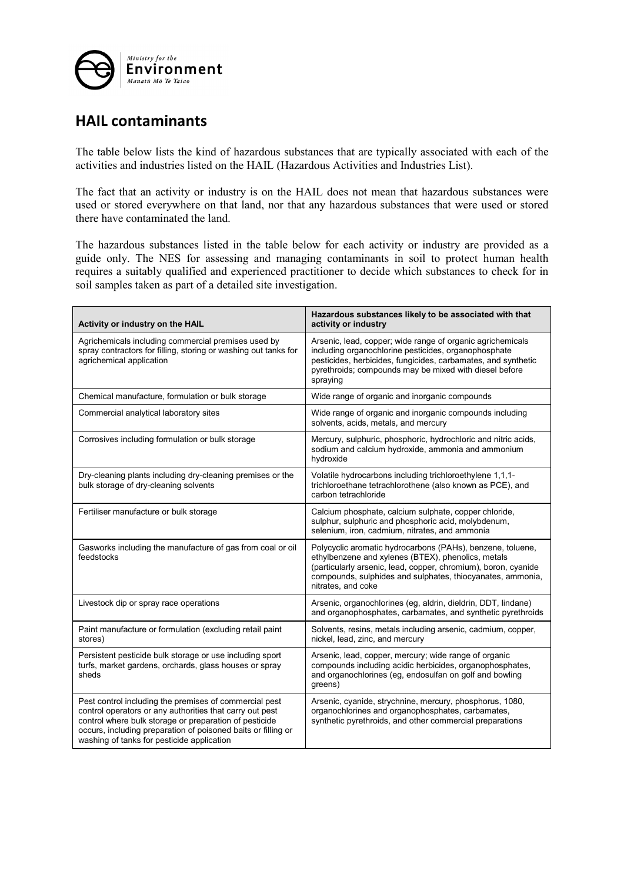## HAIL contaminants

The table below lists the kind of hazardous substances that are typically associated with each of the activities and industries listed on the HAIL (Hazardous Activities and Industries List).

The fact that an activity or industry is on the HAIL does not mean that hazardous substances were used or stored everywhere on that land, nor that any hazardous substances that were used or stored there have contaminated the land.

The hazardous substances listed in the table below for each activity or industry are provided as a guide only. The NES for assessing and managing contaminants in soil to protect human health requires a suitably qualified and experienced practitioner to decide which substances to check for in soil samples taken as part of a detailed site investigation.

| Activity or industry on the HAIL | Hazardous substances likely to be associated with that activity or industry |
|---|---|
| Agrichemicals including commercial premises used by spray contractors for filling, storing or washing out tanks for agrichemical application | Arsenic, lead, copper; wide range of organic agrichemicals including organochlorine pesticides, organophosphate pesticides, herbicides, fungicides, carbamates, and synthetic pyrethroids; compounds may be mixed with diesel before spraying |
| Chemical manufacture, formulation or bulk storage | Wide range of organic and inorganic compounds |
| Commercial analytical laboratory sites | Wide range of organic and inorganic compounds including solvents, acids, metals, and mercury |
| Corrosives including formulation or bulk storage | Mercury, sulphuric, phosphoric, hydrochloric and nitric acids, sodium and calcium hydroxide, ammonia and ammonium hydroxide |
| Dry-cleaning plants including dry-cleaning premises or the bulk storage of dry-cleaning solvents | Volatile hydrocarbons including trichloroethylene 1,1,1-trichloroethane tetrachlorothene (also known as PCE), and carbon tetrachloride |
| Fertiliser manufacture or bulk storage | Calcium phosphate, calcium sulphate, copper chloride, sulphur, sulphuric and phosphoric acid, molybdenum, selenium, iron, cadmium, nitrates, and ammonia |
| Gasworks including the manufacture of gas from coal or oil feedstocks | Polycyclic aromatic hydrocarbons (PAHs), benzene, toluene, ethylbenzene and xylenes (BTEX), phenolics, metals (particularly arsenic, lead, copper, chromium), boron, cyanide compounds, sulphides and sulphates, thiocyanates, ammonia, nitrates, and coke |
| Livestock dip or spray race operations | Arsenic, organochlorines (eg, aldrin, dieldrin, DDT, lindane) and organophosphates, carbamates, and synthetic pyrethroids |
| Paint manufacture or formulation (excluding retail paint stores) | Solvents, resins, metals including arsenic, cadmium, copper, nickel, lead, zinc, and mercury |
| Persistent pesticide bulk storage or use including sport turfs, market gardens, orchards, glass houses or spray sheds | Arsenic, lead, copper, mercury; wide range of organic compounds including acidic herbicides, organophosphates, and organochlorines (eg, endosulfan on golf and bowling greens) |
| Pest control including the premises of commercial pest control operators or any authorities that carry out pest control where bulk storage or preparation of pesticide occurs, including preparation of poisoned baits or filling or washing of tanks for pesticide application | Arsenic, cyanide, strychnine, mercury, phosphorus, 1080, organochlorines and organophosphates, carbamates, synthetic pyrethroids, and other commercial preparations |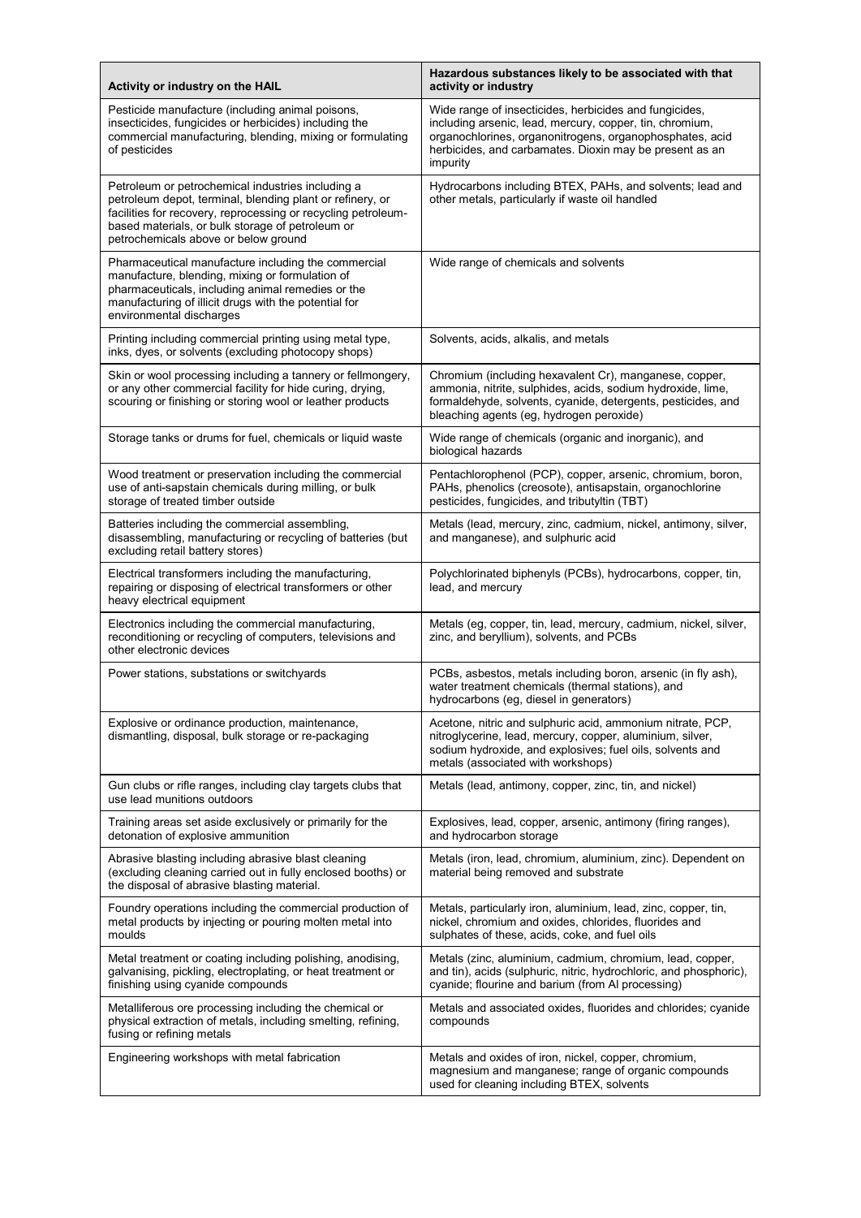| Activity or industry on the HAIL | Hazardous substances likely to be associated with that activity or industry |
| --- | --- |
| Pesticide manufacture (including animal poisons, insecticides, fungicides or herbicides) including the commercial manufacturing, blending, mixing or formulating of pesticides | Wide range of insecticides, herbicides and fungicides, including arsenic, lead, mercury, copper, tin, chromium, organochlorines, organonitrogens, organophosphates, acid herbicides, and carbamates. Dioxin may be present as an impurity |
| Petroleum or petrochemical industries including a petroleum depot, terminal, blending plant or refinery, or facilities for recovery, reprocessing or recycling petroleum-based materials, or bulk storage of petroleum or petrochemicals above or below ground | Hydrocarbons including BTEX, PAHs, and solvents; lead and other metals, particularly if waste oil handled |
| Pharmaceutical manufacture including the commercial manufacture, blending, mixing or formulation of pharmaceuticals, including animal remedies or the manufacturing of illicit drugs with the potential for environmental discharges | Wide range of chemicals and solvents |
| Printing including commercial printing using metal type, inks, dyes, or solvents (excluding photocopy shops) | Solvents, acids, alkalis, and metals |
| Skin or wool processing including a tannery or fellmongery, or any other commercial facility for hide curing, drying, scouring or finishing or storing wool or leather products | Chromium (including hexavalent Cr), manganese, copper, ammonia, nitrite, sulphides, acids, sodium hydroxide, lime, formaldehyde, solvents, cyanide, detergents, pesticides, and bleaching agents (eg, hydrogen peroxide) |
| Storage tanks or drums for fuel, chemicals or liquid waste | Wide range of chemicals (organic and inorganic), and biological hazards |
| Wood treatment or preservation including the commercial use of anti-sapstain chemicals during milling, or bulk storage of treated timber outside | Pentachlorophenol (PCP), copper, arsenic, chromium, boron, PAHs, phenolics (creosote), antisapstain, organochlorine pesticides, fungicides, and tributyltin (TBT) |
| Batteries including the commercial assembling, disassembling, manufacturing or recycling of batteries (but excluding retail battery stores) | Metals (lead, mercury, zinc, cadmium, nickel, antimony, silver, and manganese), and sulphuric acid |
| Electrical transformers including the manufacturing, repairing or disposing of electrical transformers or other heavy electrical equipment | Polychlorinated biphenyls (PCBs), hydrocarbons, copper, tin, lead, and mercury |
| Electronics including the commercial manufacturing, reconditioning or recycling of computers, televisions and other electronic devices | Metals (eg, copper, tin, lead, mercury, cadmium, nickel, silver, zinc, and beryllium), solvents, and PCBs |
| Power stations, substations or switchyards | PCBs, asbestos, metals including boron, arsenic (in fly ash), water treatment chemicals (thermal stations), and hydrocarbons (eg, diesel in generators) |
| Explosive or ordinance production, maintenance, dismantling, disposal, bulk storage or re-packaging | Acetone, nitric and sulphuric acid, ammonium nitrate, PCP, nitroglycerine, lead, mercury, copper, aluminium, silver, sodium hydroxide, and explosives; fuel oils, solvents and metals (associated with workshops) |
| Gun clubs or rifle ranges, including clay targets clubs that use lead munitions outdoors | Metals (lead, antimony, copper, zinc, tin, and nickel) |
| Training areas set aside exclusively or primarily for the detonation of explosive ammunition | Explosives, lead, copper, arsenic, antimony (firing ranges), and hydrocarbon storage |
| Abrasive blasting including abrasive blast cleaning (excluding cleaning carried out in fully enclosed booths) or the disposal of abrasive blasting material. | Metals (iron, lead, chromium, aluminium, zinc). Dependent on material being removed and substrate |
| Foundry operations including the commercial production of metal products by injecting or pouring molten metal into moulds | Metals, particularly iron, aluminium, lead, zinc, copper, tin, nickel, chromium and oxides, chlorides, fluorides and sulphates of these, acids, coke, and fuel oils |
| Metal treatment or coating including polishing, anodising, galvanising, pickling, electroplating, or heat treatment or finishing using cyanide compounds | Metals (zinc, aluminium, cadmium, chromium, lead, copper, and tin), acids (sulphuric, nitric, hydrochloric, and phosphoric), cyanide; flourine and barium (from Al processing) |
| Metalliferous ore processing including the chemical or physical extraction of metals, including smelting, refining, fusing or refining metals | Metals and associated oxides, fluorides and chlorides; cyanide compounds |
| Engineering workshops with metal fabrication | Metals and oxides of iron, nickel, copper, chromium, magnesium and manganese; range of organic compounds used for cleaning including BTEX, solvents |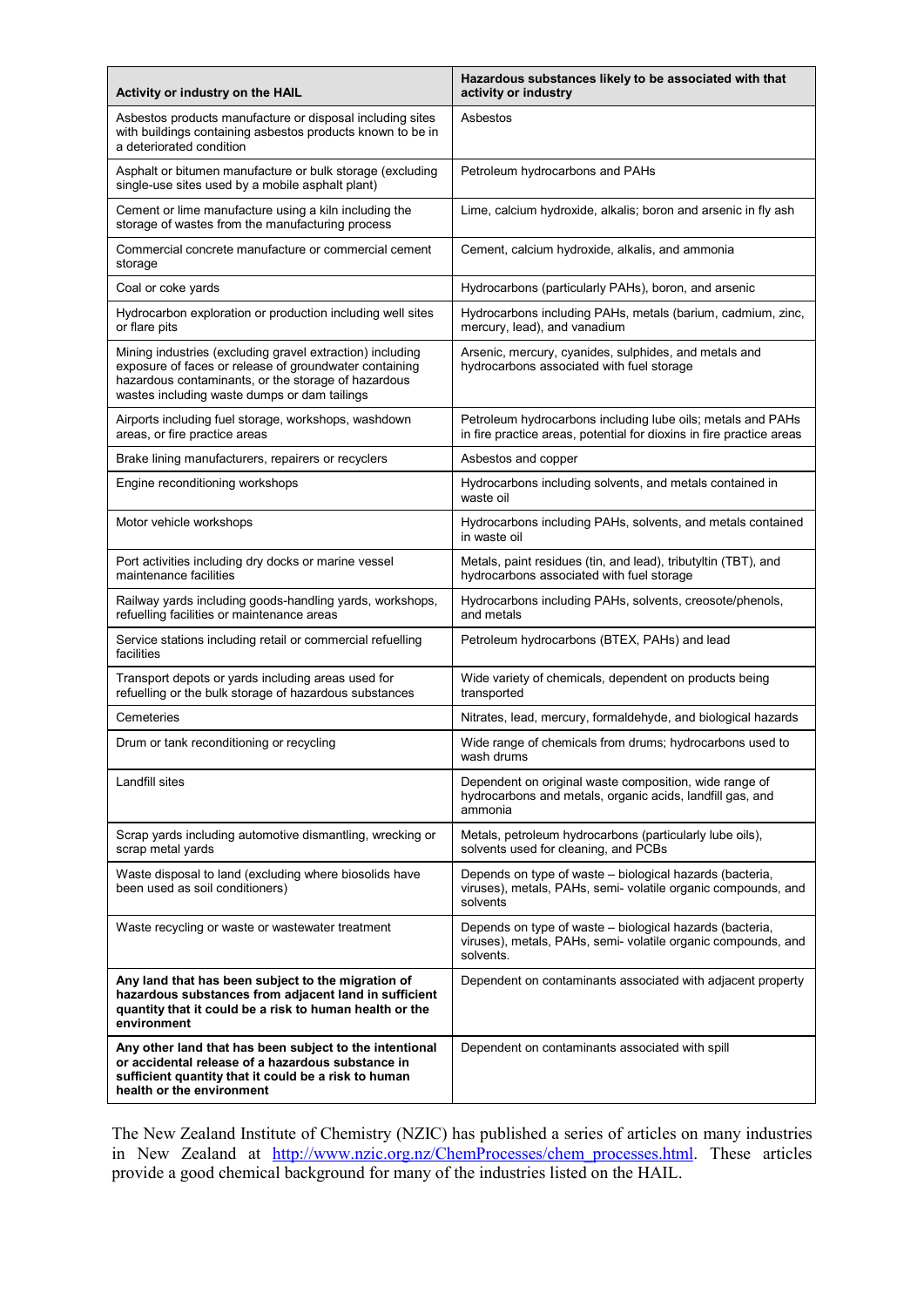| Activity or industry on the HAIL | Hazardous substances likely to be associated with that activity or industry |
| --- | --- |
| Asbestos products manufacture or disposal including sites with buildings containing asbestos products known to be in a deteriorated condition | Asbestos |
| Asphalt or bitumen manufacture or bulk storage (excluding single-use sites used by a mobile asphalt plant) | Petroleum hydrocarbons and PAHs |
| Cement or lime manufacture using a kiln including the storage of wastes from the manufacturing process | Lime, calcium hydroxide, alkalis; boron and arsenic in fly ash |
| Commercial concrete manufacture or commercial cement storage | Cement, calcium hydroxide, alkalis, and ammonia |
| Coal or coke yards | Hydrocarbons (particularly PAHs), boron, and arsenic |
| Hydrocarbon exploration or production including well sites or flare pits | Hydrocarbons including PAHs, metals (barium, cadmium, zinc, mercury, lead), and vanadium |
| Mining industries (excluding gravel extraction) including exposure of faces or release of groundwater containing hazardous contaminants, or the storage of hazardous wastes including waste dumps or dam tailings | Arsenic, mercury, cyanides, sulphides, and metals and hydrocarbons associated with fuel storage |
| Airports including fuel storage, workshops, washdown areas, or fire practice areas | Petroleum hydrocarbons including lube oils; metals and PAHs in fire practice areas, potential for dioxins in fire practice areas |
| Brake lining manufacturers, repairers or recyclers | Asbestos and copper |
| Engine reconditioning workshops | Hydrocarbons including solvents, and metals contained in waste oil |
| Motor vehicle workshops | Hydrocarbons including PAHs, solvents, and metals contained in waste oil |
| Port activities including dry docks or marine vessel maintenance facilities | Metals, paint residues (tin, and lead), tributyltin (TBT), and hydrocarbons associated with fuel storage |
| Railway yards including goods-handling yards, workshops, refuelling facilities or maintenance areas | Hydrocarbons including PAHs, solvents, creosote/phenols, and metals |
| Service stations including retail or commercial refuelling facilities | Petroleum hydrocarbons (BTEX, PAHs) and lead |
| Transport depots or yards including areas used for refuelling or the bulk storage of hazardous substances | Wide variety of chemicals, dependent on products being transported |
| Cemeteries | Nitrates, lead, mercury, formaldehyde, and biological hazards |
| Drum or tank reconditioning or recycling | Wide range of chemicals from drums; hydrocarbons used to wash drums |
| Landfill sites | Dependent on original waste composition, wide range of hydrocarbons and metals, organic acids, landfill gas, and ammonia |
| Scrap yards including automotive dismantling, wrecking or scrap metal yards | Metals, petroleum hydrocarbons (particularly lube oils), solvents used for cleaning, and PCBs |
| Waste disposal to land (excluding where biosolids have been used as soil conditioners) | Depends on type of waste – biological hazards (bacteria, viruses), metals, PAHs, semi- volatile organic compounds, and solvents |
| Waste recycling or waste or wastewater treatment | Depends on type of waste – biological hazards (bacteria, viruses), metals, PAHs, semi- volatile organic compounds, and solvents. |
| **Any land that has been subject to the migration of hazardous substances from adjacent land in sufficient quantity that it could be a risk to human health or the environment** | Dependent on contaminants associated with adjacent property |
| **Any other land that has been subject to the intentional or accidental release of a hazardous substance in sufficient quantity that it could be a risk to human health or the environment** | Dependent on contaminants associated with spill |

The New Zealand Institute of Chemistry (NZIC) has published a series of articles on many industries in New Zealand at http://www.nzic.org.nz/ChemProcesses/chem_processes.html. These articles provide a good chemical background for many of the industries listed on the HAIL.